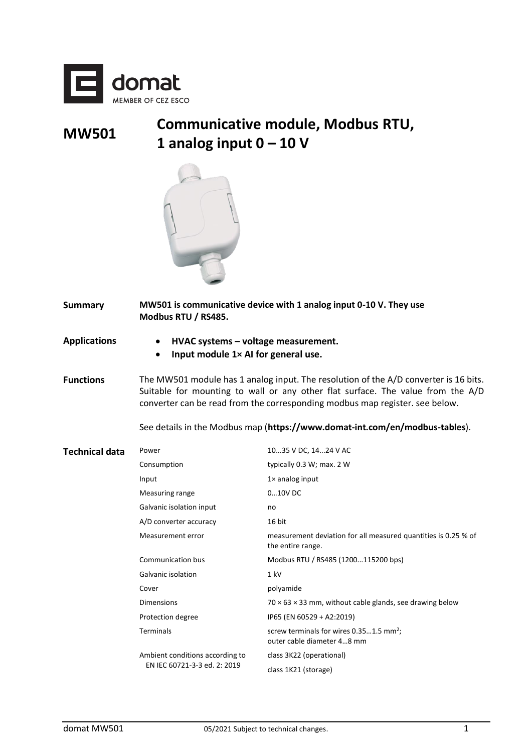# MW501 Communicative module, Modbus RTU, 1 analog input 0 – 10 V

**Summary**

**MW501 is communicative device with 1 analog input 0-10 V. They use Modbus RTU / RS485.**

**Applications**

- **HVAC systems – voltage measurement.**
- **Input module 1× AI for general use.**

**Functions**

The MW501 module has 1 analog input. The resolution of the A/D converter is 16 bits. Suitable for mounting to wall or any other flat surface. The value from the A/D converter can be read from the corresponding modbus map register. see below.

See details in the Modbus map (**https://www.domat-int.com/en/modbus-tables**).

**Technical data**

| | |
|---|---|
| Power | 10...35 V DC, 14...24 V AC |
| Consumption | typically 0.3 W; max. 2 W |
| Input | 1× analog input |
| Measuring range | 0...10V DC |
| Galvanic isolation input | no |
| A/D converter accuracy | 16 bit |
| Measurement error | measurement deviation for all measured quantities is 0.25 % of the entire range. |
| Communication bus | Modbus RTU / RS485 (1200...115200 bps) |
| Galvanic isolation | 1 kV |
| Cover | polyamide |
| Dimensions | 70 × 63 × 33 mm, without cable glands, see drawing below |
| Protection degree | IP65 (EN 60529 + A2:2019) |
| Terminals | screw terminals for wires 0.35...1.5 mm²; outer cable diameter 4...8 mm |
| Ambient conditions according to EN IEC 60721-3-3 ed. 2: 2019 | class 3K22 (operational) |
| | class 1K21 (storage) |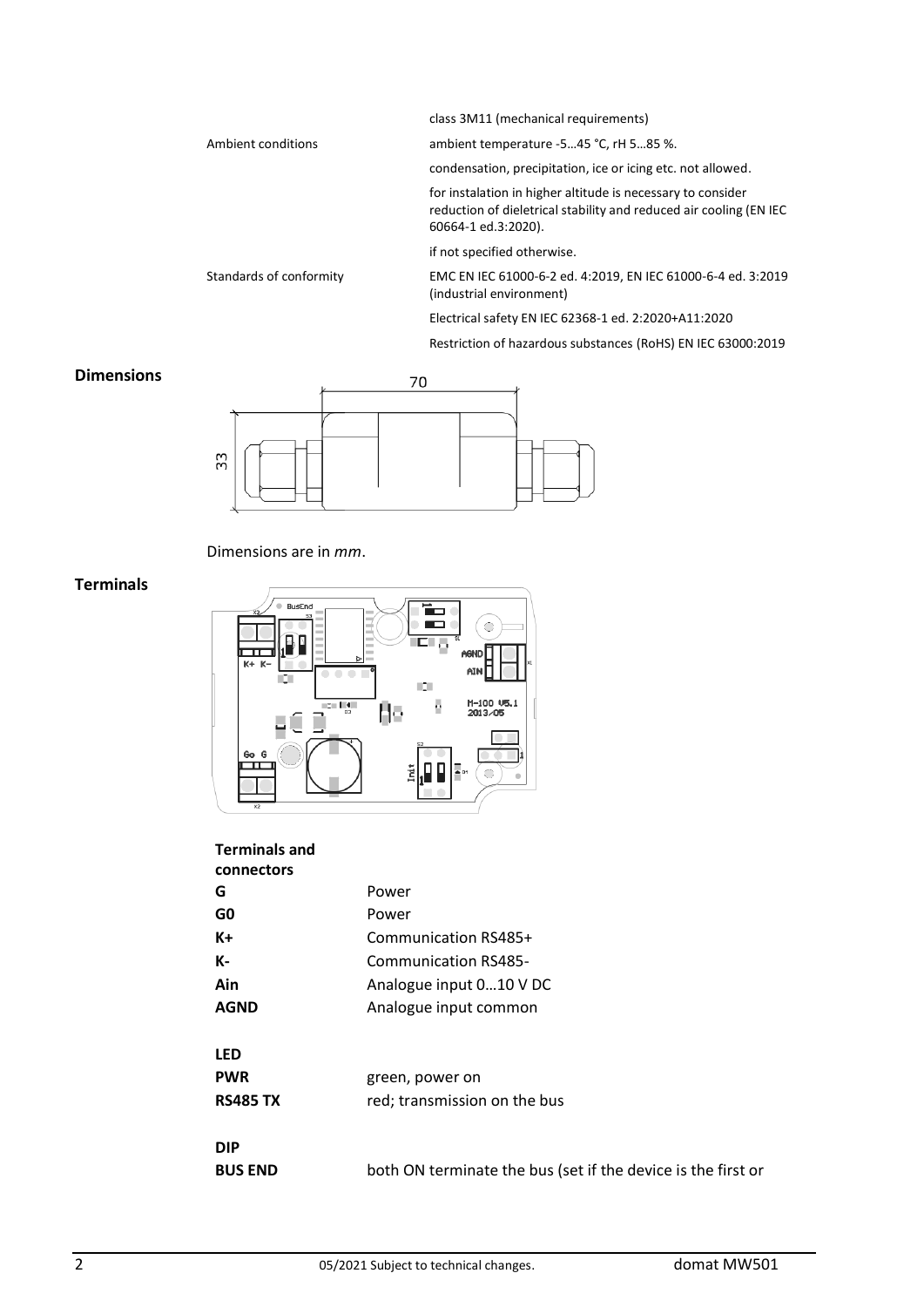| | |
|---|---|
| | class 3M11 (mechanical requirements) |
| Ambient conditions | ambient temperature -5…45 °C, rH 5…85 %. |
| | condensation, precipitation, ice or icing etc. not allowed. |
| | for instalation in higher altitude is necessary to consider reduction of dieletrical stability and reduced air cooling (EN IEC 60664-1 ed.3:2020). |
| | if not specified otherwise. |
| Standards of conformity | EMC EN IEC 61000-6-2 ed. 4:2019, EN IEC 61000-6-4 ed. 3:2019 (industrial environment) |
| | Electrical safety EN IEC 62368-1 ed. 2:2020+A11:2020 |
| | Restriction of hazardous substances (RoHS) EN IEC 63000:2019 |

## Dimensions

Dimensions are in *mm*.

## Terminals

**Terminals and connectors**

| | |
|---|---|
| **G** | Power |
| **G0** | Power |
| **K+** | Communication RS485+ |
| **K-** | Communication RS485- |
| **Ain** | Analogue input 0…10 V DC |
| **AGND** | Analogue input common |

**LED**

| | |
|---|---|
| **PWR** | green, power on |
| **RS485 TX** | red; transmission on the bus |

**DIP**

| | |
|---|---|
| **BUS END** | both ON terminate the bus (set if the device is the first or |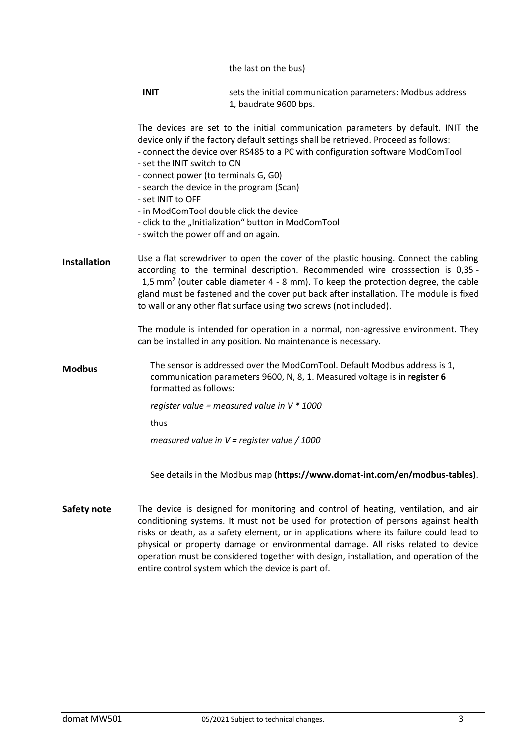the last on the bus)

**INIT** sets the initial communication parameters: Modbus address 1, baudrate 9600 bps.

The devices are set to the initial communication parameters by default. INIT the device only if the factory default settings shall be retrieved. Proceed as follows:
- connect the device over RS485 to a PC with configuration software ModComTool
- set the INIT switch to ON
- connect power (to terminals G, G0)
- search the device in the program (Scan)
- set INIT to OFF
- in ModComTool double click the device
- click to the „Initialization" button in ModComTool
- switch the power off and on again.

**Installation**

Use a flat screwdriver to open the cover of the plastic housing. Connect the cabling according to the terminal description. Recommended wire crosssection is 0,35 - 1,5 mm$^2$ (outer cable diameter 4 - 8 mm). To keep the protection degree, the cable gland must be fastened and the cover put back after installation. The module is fixed to wall or any other flat surface using two screws (not included).

The module is intended for operation in a normal, non-agressive environment. They can be installed in any position. No maintenance is necessary.

**Modbus**

The sensor is addressed over the ModComTool. Default Modbus address is 1, communication parameters 9600, N, 8, 1. Measured voltage is in **register 6** formatted as follows:

*register value = measured value in V * 1000*

thus

*measured value in V = register value / 1000*

See details in the Modbus map **(https://www.domat-int.com/en/modbus-tables)**.

**Safety note**

The device is designed for monitoring and control of heating, ventilation, and air conditioning systems. It must not be used for protection of persons against health risks or death, as a safety element, or in applications where its failure could lead to physical or property damage or environmental damage. All risks related to device operation must be considered together with design, installation, and operation of the entire control system which the device is part of.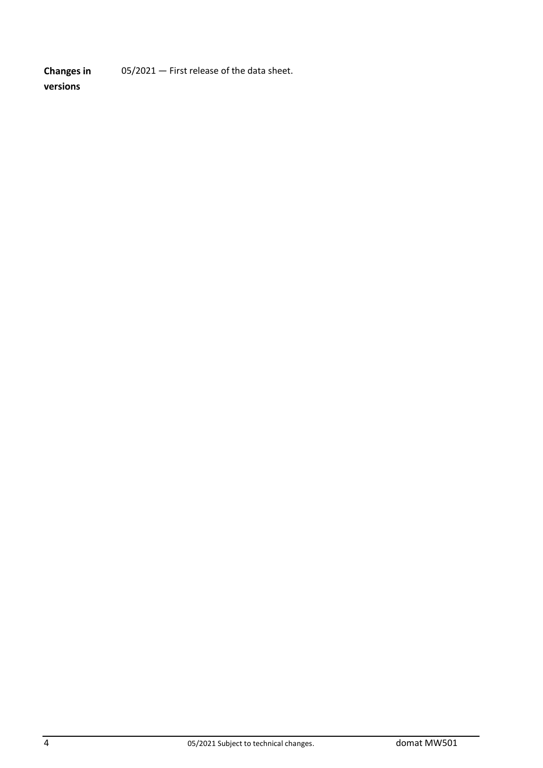**Changes in versions**

05/2021 — First release of the data sheet.